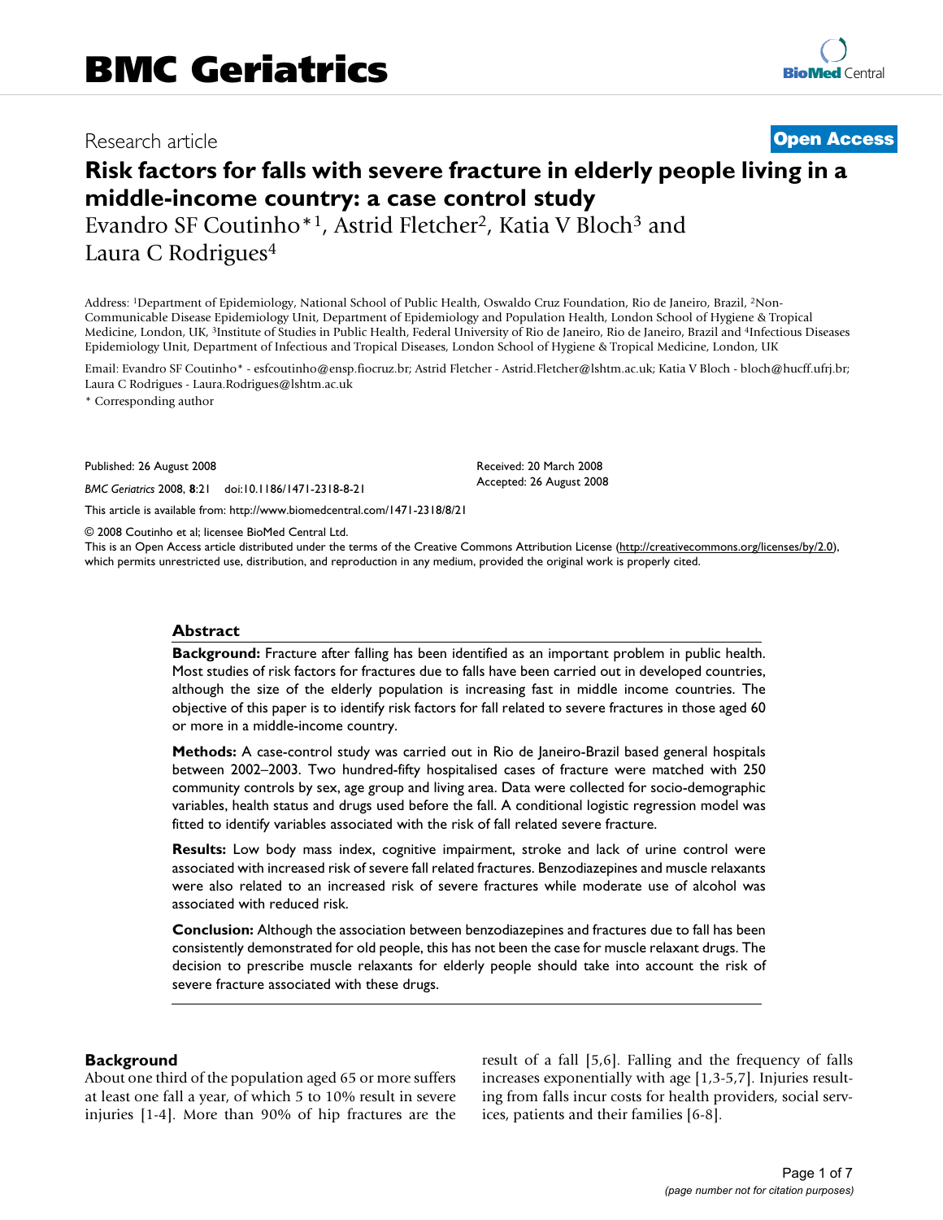# Risk factors for falls with severe fracture in elderly people living in a middle-income country: a case control study

Research article

Open Access

Evandro SF Coutinho*[1], Astrid Fletcher[2], Katia V Bloch[3] and Laura C Rodrigues[4]

Address: [1]Department of Epidemiology, National School of Public Health, Oswaldo Cruz Foundation, Rio de Janeiro, Brazil, [2]Non-Communicable Disease Epidemiology Unit, Department of Epidemiology and Population Health, London School of Hygiene & Tropical Medicine, London, UK, [3]Institute of Studies in Public Health, Federal University of Rio de Janeiro, Rio de Janeiro, Brazil and [4]Infectious Diseases Epidemiology Unit, Department of Infectious and Tropical Diseases, London School of Hygiene & Tropical Medicine, London, UK

Email: Evandro SF Coutinho* - esfcoutinho@ensp.fiocruz.br; Astrid Fletcher - Astrid.Fletcher@lshtm.ac.uk; Katia V Bloch - bloch@hucff.ufrj.br; Laura C Rodrigues - Laura.Rodrigues@lshtm.ac.uk

\* Corresponding author

Published: 26 August 2008

*BMC Geriatrics* 2008, **8**:21 doi:10.1186/1471-2318-8-21

Received: 20 March 2008
Accepted: 26 August 2008

This article is available from: http://www.biomedcentral.com/1471-2318/8/21

© 2008 Coutinho et al; licensee BioMed Central Ltd.
This is an Open Access article distributed under the terms of the Creative Commons Attribution License (http://creativecommons.org/licenses/by/2.0), which permits unrestricted use, distribution, and reproduction in any medium, provided the original work is properly cited.

## Abstract

**Background:** Fracture after falling has been identified as an important problem in public health. Most studies of risk factors for fractures due to falls have been carried out in developed countries, although the size of the elderly population is increasing fast in middle income countries. The objective of this paper is to identify risk factors for fall related to severe fractures in those aged 60 or more in a middle-income country.

**Methods:** A case-control study was carried out in Rio de Janeiro-Brazil based general hospitals between 2002–2003. Two hundred-fifty hospitalised cases of fracture were matched with 250 community controls by sex, age group and living area. Data were collected for socio-demographic variables, health status and drugs used before the fall. A conditional logistic regression model was fitted to identify variables associated with the risk of fall related severe fracture.

**Results:** Low body mass index, cognitive impairment, stroke and lack of urine control were associated with increased risk of severe fall related fractures. Benzodiazepines and muscle relaxants were also related to an increased risk of severe fractures while moderate use of alcohol was associated with reduced risk.

**Conclusion:** Although the association between benzodiazepines and fractures due to fall has been consistently demonstrated for old people, this has not been the case for muscle relaxant drugs. The decision to prescribe muscle relaxants for elderly people should take into account the risk of severe fracture associated with these drugs.

## Background

About one third of the population aged 65 or more suffers at least one fall a year, of which 5 to 10% result in severe injuries [1-4]. More than 90% of hip fractures are the result of a fall [5,6]. Falling and the frequency of falls increases exponentially with age [1,3-5,7]. Injuries resulting from falls incur costs for health providers, social services, patients and their families [6-8].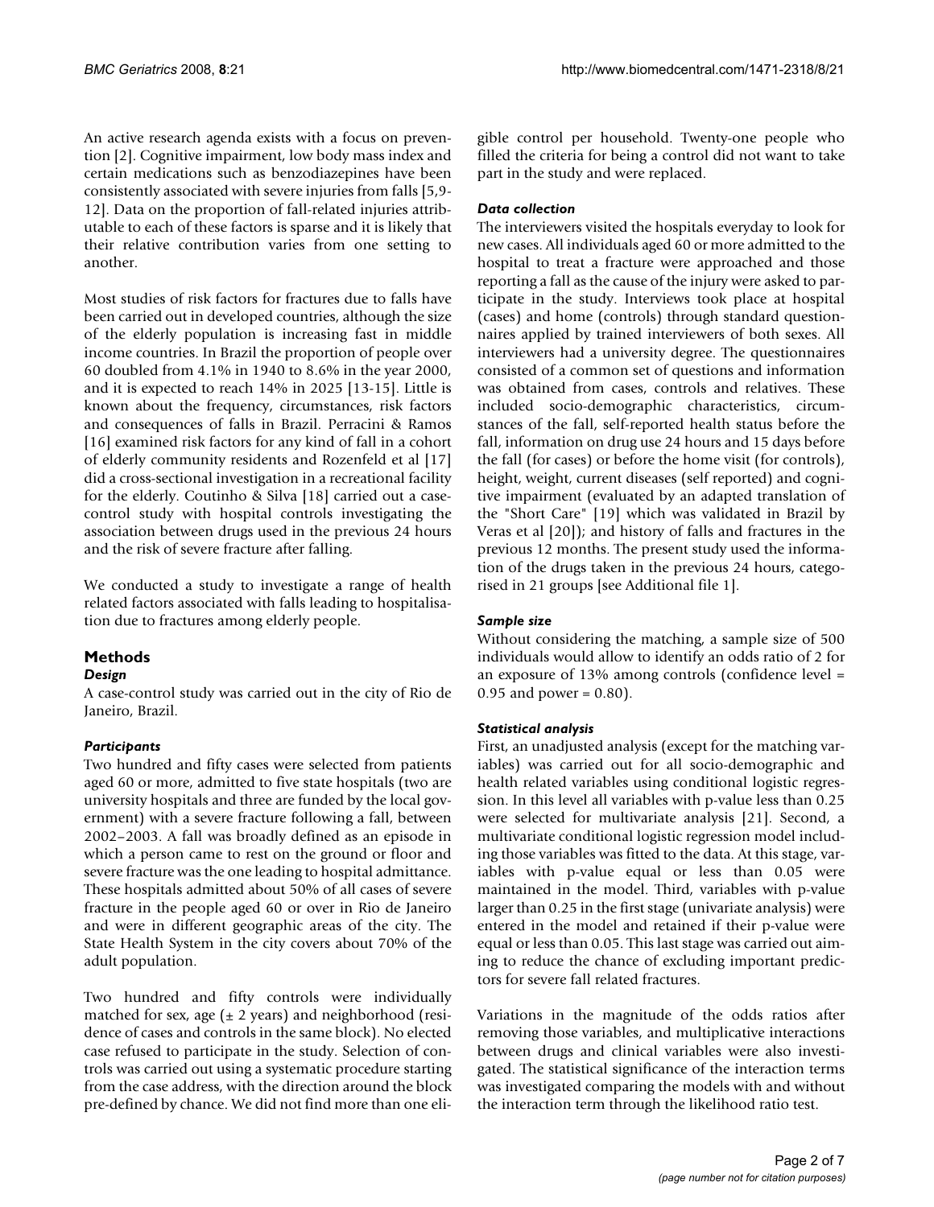An active research agenda exists with a focus on prevention [2]. Cognitive impairment, low body mass index and certain medications such as benzodiazepines have been consistently associated with severe injuries from falls [5,9-12]. Data on the proportion of fall-related injuries attributable to each of these factors is sparse and it is likely that their relative contribution varies from one setting to another.

Most studies of risk factors for fractures due to falls have been carried out in developed countries, although the size of the elderly population is increasing fast in middle income countries. In Brazil the proportion of people over 60 doubled from 4.1% in 1940 to 8.6% in the year 2000, and it is expected to reach 14% in 2025 [13-15]. Little is known about the frequency, circumstances, risk factors and consequences of falls in Brazil. Perracini & Ramos [16] examined risk factors for any kind of fall in a cohort of elderly community residents and Rozenfeld et al [17] did a cross-sectional investigation in a recreational facility for the elderly. Coutinho & Silva [18] carried out a case-control study with hospital controls investigating the association between drugs used in the previous 24 hours and the risk of severe fracture after falling.

We conducted a study to investigate a range of health related factors associated with falls leading to hospitalisation due to fractures among elderly people.

## Methods

### *Design*

A case-control study was carried out in the city of Rio de Janeiro, Brazil.

### *Participants*

Two hundred and fifty cases were selected from patients aged 60 or more, admitted to five state hospitals (two are university hospitals and three are funded by the local government) with a severe fracture following a fall, between 2002–2003. A fall was broadly defined as an episode in which a person came to rest on the ground or floor and severe fracture was the one leading to hospital admittance. These hospitals admitted about 50% of all cases of severe fracture in the people aged 60 or over in Rio de Janeiro and were in different geographic areas of the city. The State Health System in the city covers about 70% of the adult population.

Two hundred and fifty controls were individually matched for sex, age (± 2 years) and neighborhood (residence of cases and controls in the same block). No elected case refused to participate in the study. Selection of controls was carried out using a systematic procedure starting from the case address, with the direction around the block pre-defined by chance. We did not find more than one eligible control per household. Twenty-one people who filled the criteria for being a control did not want to take part in the study and were replaced.

### *Data collection*

The interviewers visited the hospitals everyday to look for new cases. All individuals aged 60 or more admitted to the hospital to treat a fracture were approached and those reporting a fall as the cause of the injury were asked to participate in the study. Interviews took place at hospital (cases) and home (controls) through standard questionnaires applied by trained interviewers of both sexes. All interviewers had a university degree. The questionnaires consisted of a common set of questions and information was obtained from cases, controls and relatives. These included socio-demographic characteristics, circumstances of the fall, self-reported health status before the fall, information on drug use 24 hours and 15 days before the fall (for cases) or before the home visit (for controls), height, weight, current diseases (self reported) and cognitive impairment (evaluated by an adapted translation of the "Short Care" [19] which was validated in Brazil by Veras et al [20]); and history of falls and fractures in the previous 12 months. The present study used the information of the drugs taken in the previous 24 hours, categorised in 21 groups [see Additional file 1].

### *Sample size*

Without considering the matching, a sample size of 500 individuals would allow to identify an odds ratio of 2 for an exposure of 13% among controls (confidence level = 0.95 and power = 0.80).

### *Statistical analysis*

First, an unadjusted analysis (except for the matching variables) was carried out for all socio-demographic and health related variables using conditional logistic regression. In this level all variables with p-value less than 0.25 were selected for multivariate analysis [21]. Second, a multivariate conditional logistic regression model including those variables was fitted to the data. At this stage, variables with p-value equal or less than 0.05 were maintained in the model. Third, variables with p-value larger than 0.25 in the first stage (univariate analysis) were entered in the model and retained if their p-value were equal or less than 0.05. This last stage was carried out aiming to reduce the chance of excluding important predictors for severe fall related fractures.

Variations in the magnitude of the odds ratios after removing those variables, and multiplicative interactions between drugs and clinical variables were also investigated. The statistical significance of the interaction terms was investigated comparing the models with and without the interaction term through the likelihood ratio test.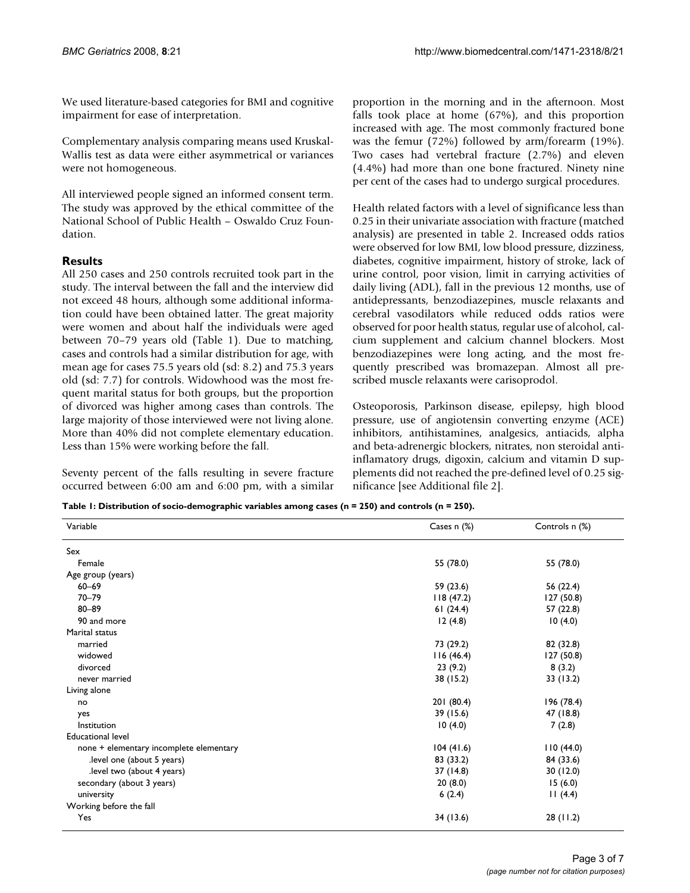We used literature-based categories for BMI and cognitive impairment for ease of interpretation.

Complementary analysis comparing means used Kruskal-Wallis test as data were either asymmetrical or variances were not homogeneous.

All interviewed people signed an informed consent term. The study was approved by the ethical committee of the National School of Public Health – Oswaldo Cruz Foundation.

## Results

All 250 cases and 250 controls recruited took part in the study. The interval between the fall and the interview did not exceed 48 hours, although some additional information could have been obtained latter. The great majority were women and about half the individuals were aged between 70–79 years old (Table 1). Due to matching, cases and controls had a similar distribution for age, with mean age for cases 75.5 years old (sd: 8.2) and 75.3 years old (sd: 7.7) for controls. Widowhood was the most frequent marital status for both groups, but the proportion of divorced was higher among cases than controls. The large majority of those interviewed were not living alone. More than 40% did not complete elementary education. Less than 15% were working before the fall.

Seventy percent of the falls resulting in severe fracture occurred between 6:00 am and 6:00 pm, with a similar proportion in the morning and in the afternoon. Most falls took place at home (67%), and this proportion increased with age. The most commonly fractured bone was the femur (72%) followed by arm/forearm (19%). Two cases had vertebral fracture (2.7%) and eleven (4.4%) had more than one bone fractured. Ninety nine per cent of the cases had to undergo surgical procedures.

Health related factors with a level of significance less than 0.25 in their univariate association with fracture (matched analysis) are presented in table 2. Increased odds ratios were observed for low BMI, low blood pressure, dizziness, diabetes, cognitive impairment, history of stroke, lack of urine control, poor vision, limit in carrying activities of daily living (ADL), fall in the previous 12 months, use of antidepressants, benzodiazepines, muscle relaxants and cerebral vasodilators while reduced odds ratios were observed for poor health status, regular use of alcohol, calcium supplement and calcium channel blockers. Most benzodiazepines were long acting, and the most frequently prescribed was bromazepan. Almost all prescribed muscle relaxants were carisoprodol.

Osteoporosis, Parkinson disease, epilepsy, high blood pressure, use of angiotensin converting enzyme (ACE) inhibitors, antihistamines, analgesics, antiacids, alpha and beta-adrenergic blockers, nitrates, non steroidal anti-inflamatory drugs, digoxin, calcium and vitamin D supplements did not reached the pre-defined level of 0.25 significance [see Additional file 2].

**Table 1: Distribution of socio-demographic variables among cases (n = 250) and controls (n = 250).**

| Variable | Cases n (%) | Controls n (%) |
|---|---|---|
| Sex | | |
| Female | 55 (78.0) | 55 (78.0) |
| Age group (years) | | |
| 60–69 | 59 (23.6) | 56 (22.4) |
| 70–79 | 118 (47.2) | 127 (50.8) |
| 80–89 | 61 (24.4) | 57 (22.8) |
| 90 and more | 12 (4.8) | 10 (4.0) |
| Marital status | | |
| married | 73 (29.2) | 82 (32.8) |
| widowed | 116 (46.4) | 127 (50.8) |
| divorced | 23 (9.2) | 8 (3.2) |
| never married | 38 (15.2) | 33 (13.2) |
| Living alone | | |
| no | 201 (80.4) | 196 (78.4) |
| yes | 39 (15.6) | 47 (18.8) |
| Institution | 10 (4.0) | 7 (2.8) |
| Educational level | | |
| none + elementary incomplete elementary | 104 (41.6) | 110 (44.0) |
| .level one (about 5 years) | 83 (33.2) | 84 (33.6) |
| .level two (about 4 years) | 37 (14.8) | 30 (12.0) |
| secondary (about 3 years) | 20 (8.0) | 15 (6.0) |
| university | 6 (2.4) | 11 (4.4) |
| Working before the fall | | |
| Yes | 34 (13.6) | 28 (11.2) |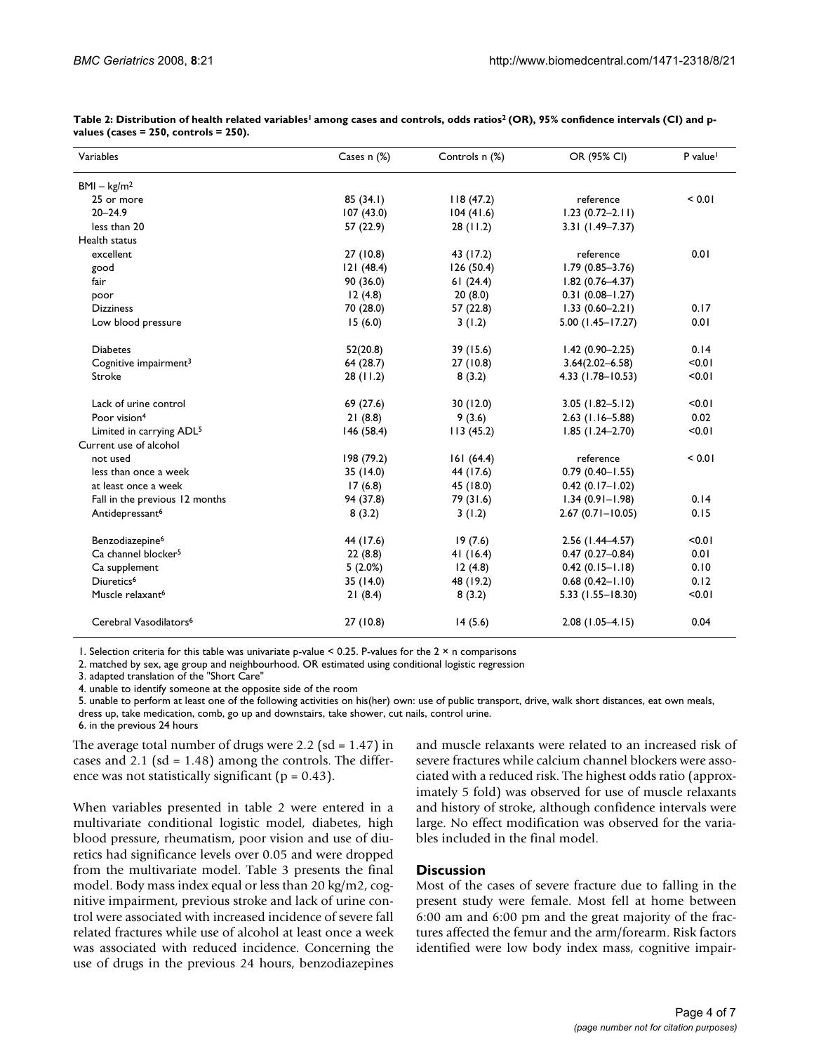**Table 2: Distribution of health related variables[1] among cases and controls, odds ratios[2] (OR), 95% confidence intervals (CI) and p-values (cases = 250, controls = 250).**

| Variables | Cases n (%) | Controls n (%) | OR (95% CI) | P value[1] |
|---|---|---|---|---|
| BMI – kg/m$^2$ | | | | |
| 25 or more | 85 (34.1) | 118 (47.2) | reference | < 0.01 |
| 20–24.9 | 107 (43.0) | 104 (41.6) | 1.23 (0.72–2.11) | |
| less than 20 | 57 (22.9) | 28 (11.2) | 3.31 (1.49–7.37) | |
| Health status | | | | |
| excellent | 27 (10.8) | 43 (17.2) | reference | 0.01 |
| good | 121 (48.4) | 126 (50.4) | 1.79 (0.85–3.76) | |
| fair | 90 (36.0) | 61 (24.4) | 1.82 (0.76–4.37) | |
| poor | 12 (4.8) | 20 (8.0) | 0.31 (0.08–1.27) | |
| Dizziness | 70 (28.0) | 57 (22.8) | 1.33 (0.60–2.21) | 0.17 |
| Low blood pressure | 15 (6.0) | 3 (1.2) | 5.00 (1.45–17.27) | 0.01 |
| Diabetes | 52(20.8) | 39 (15.6) | 1.42 (0.90–2.25) | 0.14 |
| Cognitive impairment[3] | 64 (28.7) | 27 (10.8) | 3.64(2.02–6.58) | <0.01 |
| Stroke | 28 (11.2) | 8 (3.2) | 4.33 (1.78–10.53) | <0.01 |
| Lack of urine control | 69 (27.6) | 30 (12.0) | 3.05 (1.82–5.12) | <0.01 |
| Poor vision[4] | 21 (8.8) | 9 (3.6) | 2.63 (1.16–5.88) | 0.02 |
| Limited in carrying ADL[5] | 146 (58.4) | 113 (45.2) | 1.85 (1.24–2.70) | <0.01 |
| Current use of alcohol | | | | |
| not used | 198 (79.2) | 161 (64.4) | reference | < 0.01 |
| less than once a week | 35 (14.0) | 44 (17.6) | 0.79 (0.40–1.55) | |
| at least once a week | 17 (6.8) | 45 (18.0) | 0.42 (0.17–1.02) | |
| Fall in the previous 12 months | 94 (37.8) | 79 (31.6) | 1.34 (0.91–1.98) | 0.14 |
| Antidepressant[6] | 8 (3.2) | 3 (1.2) | 2.67 (0.71–10.05) | 0.15 |
| Benzodiazepine[6] | 44 (17.6) | 19 (7.6) | 2.56 (1.44–4.57) | <0.01 |
| Ca channel blocker[5] | 22 (8.8) | 41 (16.4) | 0.47 (0.27–0.84) | 0.01 |
| Ca supplement | 5 (2.0%) | 12 (4.8) | 0.42 (0.15–1.18) | 0.10 |
| Diuretics[6] | 35 (14.0) | 48 (19.2) | 0.68 (0.42–1.10) | 0.12 |
| Muscle relaxant[6] | 21 (8.4) | 8 (3.2) | 5.33 (1.55–18.30) | <0.01 |
| Cerebral Vasodilators[6] | 27 (10.8) | 14 (5.6) | 2.08 (1.05–4.15) | 0.04 |

1. Selection criteria for this table was univariate p-value < 0.25. P-values for the 2 × n comparisons
2. matched by sex, age group and neighbourhood. OR estimated using conditional logistic regression
3. adapted translation of the "Short Care"
4. unable to identify someone at the opposite side of the room
5. unable to perform at least one of the following activities on his(her) own: use of public transport, drive, walk short distances, eat own meals, dress up, take medication, comb, go up and downstairs, take shower, cut nails, control urine.
6. in the previous 24 hours

The average total number of drugs were 2.2 (sd = 1.47) in cases and 2.1 (sd = 1.48) among the controls. The difference was not statistically significant ($p = 0.43$).

When variables presented in table 2 were entered in a multivariate conditional logistic model, diabetes, high blood pressure, rheumatism, poor vision and use of diuretics had significance levels over 0.05 and were dropped from the multivariate model. Table 3 presents the final model. Body mass index equal or less than 20 kg/m2, cognitive impairment, previous stroke and lack of urine control were associated with increased incidence of severe fall related fractures while use of alcohol at least once a week was associated with reduced incidence. Concerning the use of drugs in the previous 24 hours, benzodiazepines and muscle relaxants were related to an increased risk of severe fractures while calcium channel blockers were associated with a reduced risk. The highest odds ratio (approximately 5 fold) was observed for use of muscle relaxants and history of stroke, although confidence intervals were large. No effect modification was observed for the variables included in the final model.

## Discussion

Most of the cases of severe fracture due to falling in the present study were female. Most fell at home between 6:00 am and 6:00 pm and the great majority of the fractures affected the femur and the arm/forearm. Risk factors identified were low body index mass, cognitive impair-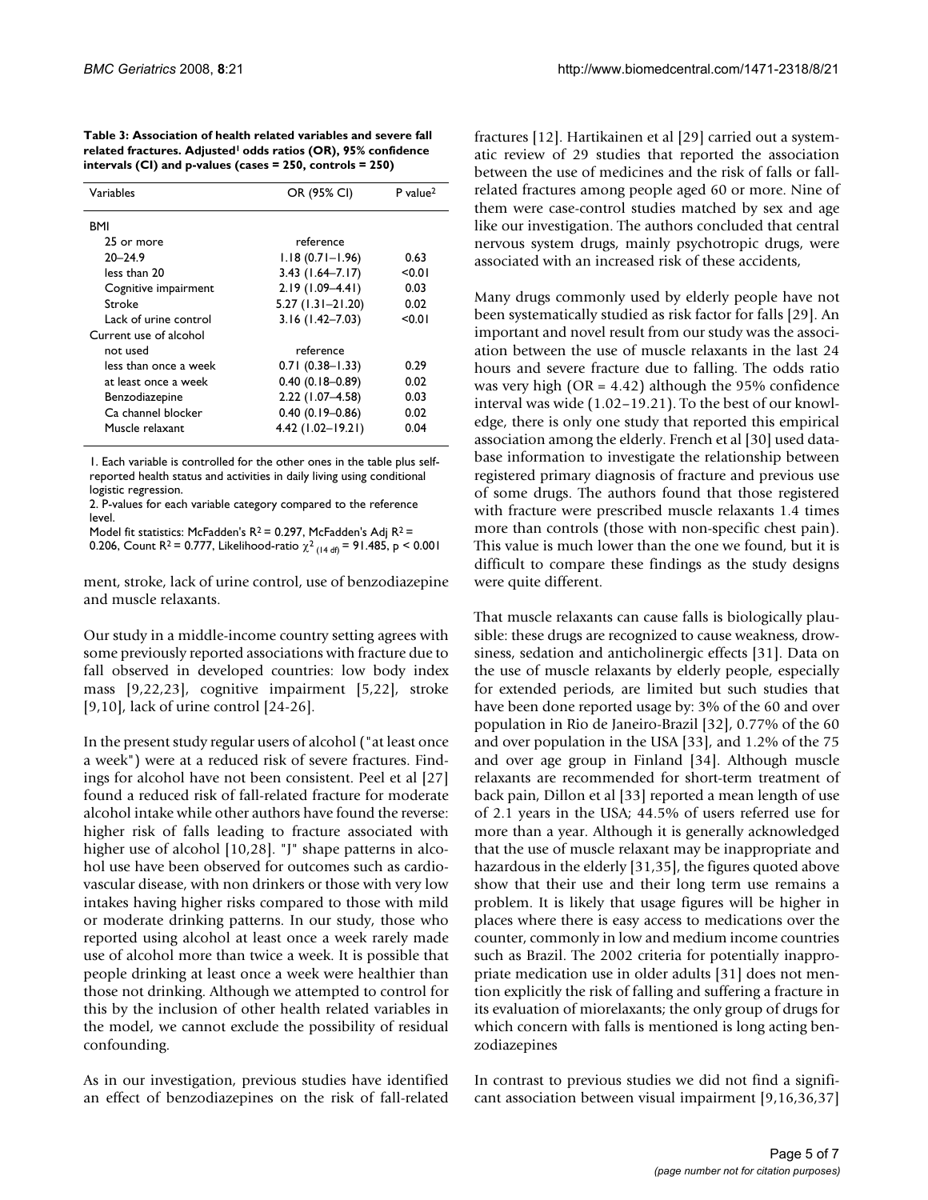**Table 3: Association of health related variables and severe fall related fractures. Adjusted[1] odds ratios (OR), 95% confidence intervals (CI) and p-values (cases = 250, controls = 250)**

| Variables | OR (95% CI) | P value[2] |
|---|---|---|
| BMI | | |
| 25 or more | reference | |
| 20–24.9 | 1.18 (0.71–1.96) | 0.63 |
| less than 20 | 3.43 (1.64–7.17) | <0.01 |
| Cognitive impairment | 2.19 (1.09–4.41) | 0.03 |
| Stroke | 5.27 (1.31–21.20) | 0.02 |
| Lack of urine control | 3.16 (1.42–7.03) | <0.01 |
| Current use of alcohol | | |
| not used | reference | |
| less than once a week | 0.71 (0.38–1.33) | 0.29 |
| at least once a week | 0.40 (0.18–0.89) | 0.02 |
| Benzodiazepine | 2.22 (1.07–4.58) | 0.03 |
| Ca channel blocker | 0.40 (0.19–0.86) | 0.02 |
| Muscle relaxant | 4.42 (1.02–19.21) | 0.04 |

1. Each variable is controlled for the other ones in the table plus self-reported health status and activities in daily living using conditional logistic regression.
2. P-values for each variable category compared to the reference level.
Model fit statistics: McFadden's $R^2 = 0.297$, McFadden's Adj $R^2 = 0.206$, Count $R^2 = 0.777$, Likelihood-ratio $\chi^2_{(14\ df)} = 91.485$, $p < 0.001$

ment, stroke, lack of urine control, use of benzodiazepine and muscle relaxants.

Our study in a middle-income country setting agrees with some previously reported associations with fracture due to fall observed in developed countries: low body index mass [9,22,23], cognitive impairment [5,22], stroke [9,10], lack of urine control [24-26].

In the present study regular users of alcohol ("at least once a week") were at a reduced risk of severe fractures. Findings for alcohol have not been consistent. Peel et al [27] found a reduced risk of fall-related fracture for moderate alcohol intake while other authors have found the reverse: higher risk of falls leading to fracture associated with higher use of alcohol [10,28]. "J" shape patterns in alcohol use have been observed for outcomes such as cardiovascular disease, with non drinkers or those with very low intakes having higher risks compared to those with mild or moderate drinking patterns. In our study, those who reported using alcohol at least once a week rarely made use of alcohol more than twice a week. It is possible that people drinking at least once a week were healthier than those not drinking. Although we attempted to control for this by the inclusion of other health related variables in the model, we cannot exclude the possibility of residual confounding.

As in our investigation, previous studies have identified an effect of benzodiazepines on the risk of fall-related fractures [12]. Hartikainen et al [29] carried out a systematic review of 29 studies that reported the association between the use of medicines and the risk of falls or fall-related fractures among people aged 60 or more. Nine of them were case-control studies matched by sex and age like our investigation. The authors concluded that central nervous system drugs, mainly psychotropic drugs, were associated with an increased risk of these accidents,

Many drugs commonly used by elderly people have not been systematically studied as risk factor for falls [29]. An important and novel result from our study was the association between the use of muscle relaxants in the last 24 hours and severe fracture due to falling. The odds ratio was very high (OR = 4.42) although the 95% confidence interval was wide (1.02–19.21). To the best of our knowledge, there is only one study that reported this empirical association among the elderly. French et al [30] used database information to investigate the relationship between registered primary diagnosis of fracture and previous use of some drugs. The authors found that those registered with fracture were prescribed muscle relaxants 1.4 times more than controls (those with non-specific chest pain). This value is much lower than the one we found, but it is difficult to compare these findings as the study designs were quite different.

That muscle relaxants can cause falls is biologically plausible: these drugs are recognized to cause weakness, drowsiness, sedation and anticholinergic effects [31]. Data on the use of muscle relaxants by elderly people, especially for extended periods, are limited but such studies that have been done reported usage by: 3% of the 60 and over population in Rio de Janeiro-Brazil [32], 0.77% of the 60 and over population in the USA [33], and 1.2% of the 75 and over age group in Finland [34]. Although muscle relaxants are recommended for short-term treatment of back pain, Dillon et al [33] reported a mean length of use of 2.1 years in the USA; 44.5% of users referred use for more than a year. Although it is generally acknowledged that the use of muscle relaxant may be inappropriate and hazardous in the elderly [31,35], the figures quoted above show that their use and their long term use remains a problem. It is likely that usage figures will be higher in places where there is easy access to medications over the counter, commonly in low and medium income countries such as Brazil. The 2002 criteria for potentially inappropriate medication use in older adults [31] does not mention explicitly the risk of falling and suffering a fracture in its evaluation of miorelaxants; the only group of drugs for which concern with falls is mentioned is long acting benzodiazepines

In contrast to previous studies we did not find a significant association between visual impairment [9,16,36,37]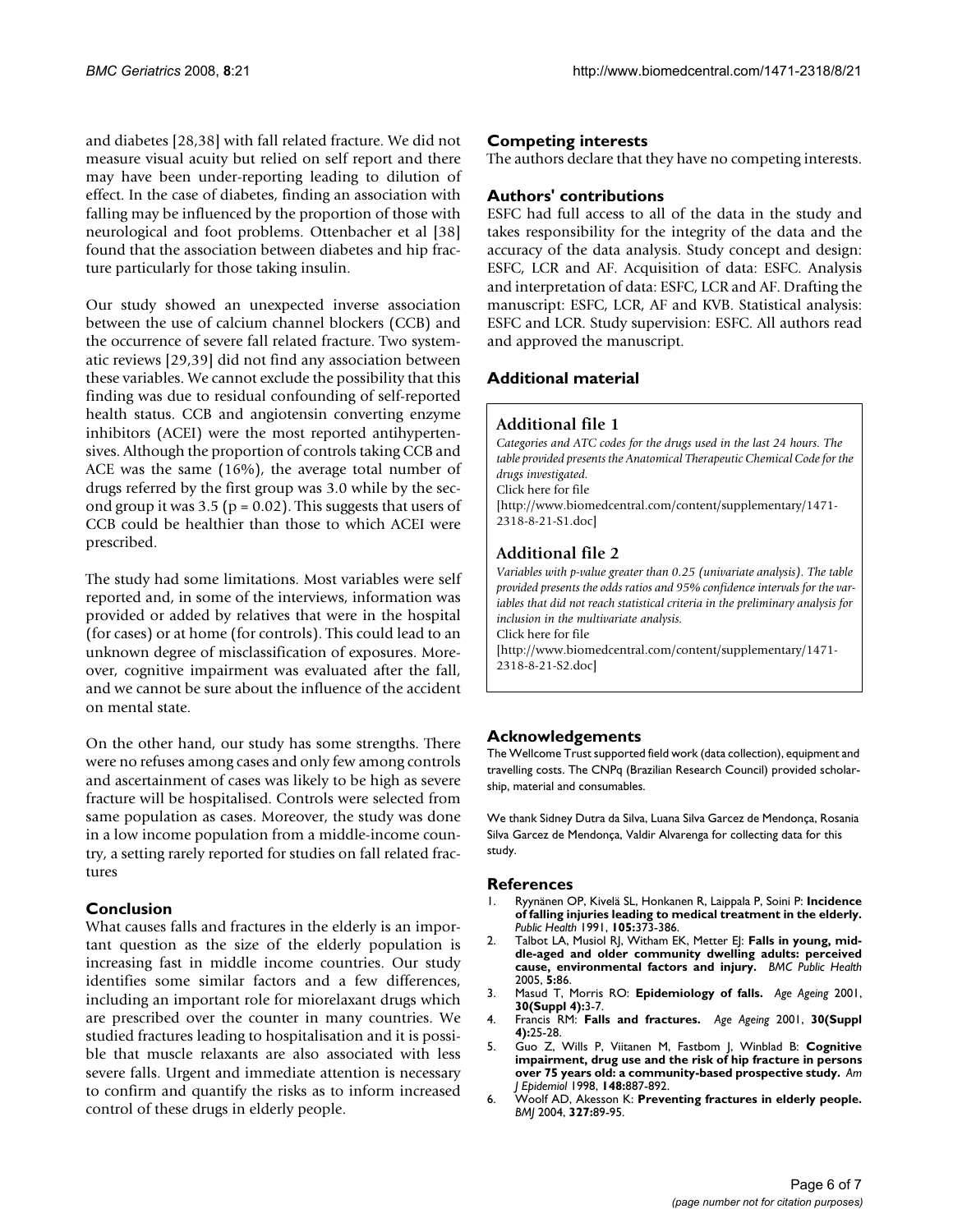and diabetes [28,38] with fall related fracture. We did not measure visual acuity but relied on self report and there may have been under-reporting leading to dilution of effect. In the case of diabetes, finding an association with falling may be influenced by the proportion of those with neurological and foot problems. Ottenbacher et al [38] found that the association between diabetes and hip fracture particularly for those taking insulin.

Our study showed an unexpected inverse association between the use of calcium channel blockers (CCB) and the occurrence of severe fall related fracture. Two systematic reviews [29,39] did not find any association between these variables. We cannot exclude the possibility that this finding was due to residual confounding of self-reported health status. CCB and angiotensin converting enzyme inhibitors (ACEI) were the most reported antihypertensives. Although the proportion of controls taking CCB and ACE was the same (16%), the average total number of drugs referred by the first group was 3.0 while by the second group it was 3.5 ($p = 0.02$). This suggests that users of CCB could be healthier than those to which ACEI were prescribed.

The study had some limitations. Most variables were self reported and, in some of the interviews, information was provided or added by relatives that were in the hospital (for cases) or at home (for controls). This could lead to an unknown degree of misclassification of exposures. Moreover, cognitive impairment was evaluated after the fall, and we cannot be sure about the influence of the accident on mental state.

On the other hand, our study has some strengths. There were no refuses among cases and only few among controls and ascertainment of cases was likely to be high as severe fracture will be hospitalised. Controls were selected from same population as cases. Moreover, the study was done in a low income population from a middle-income country, a setting rarely reported for studies on fall related fractures

## Conclusion

What causes falls and fractures in the elderly is an important question as the size of the elderly population is increasing fast in middle income countries. Our study identifies some similar factors and a few differences, including an important role for miorelaxant drugs which are prescribed over the counter in many countries. We studied fractures leading to hospitalisation and it is possible that muscle relaxants are also associated with less severe falls. Urgent and immediate attention is necessary to confirm and quantify the risks as to inform increased control of these drugs in elderly people.

## Competing interests

The authors declare that they have no competing interests.

## Authors' contributions

ESFC had full access to all of the data in the study and takes responsibility for the integrity of the data and the accuracy of the data analysis. Study concept and design: ESFC, LCR and AF. Acquisition of data: ESFC. Analysis and interpretation of data: ESFC, LCR and AF. Drafting the manuscript: ESFC, LCR, AF and KVB. Statistical analysis: ESFC and LCR. Study supervision: ESFC. All authors read and approved the manuscript.

## Additional material

### Additional file 1

*Categories and ATC codes for the drugs used in the last 24 hours. The table provided presents the Anatomical Therapeutic Chemical Code for the drugs investigated.*

Click here for file

[http://www.biomedcentral.com/content/supplementary/1471-2318-8-21-S1.doc]

### Additional file 2

*Variables with p-value greater than 0.25 (univariate analysis). The table provided presents the odds ratios and 95% confidence intervals for the variables that did not reach statistical criteria in the preliminary analysis for inclusion in the multivariate analysis.*

Click here for file

[http://www.biomedcentral.com/content/supplementary/1471-2318-8-21-S2.doc]

## Acknowledgements

The Wellcome Trust supported field work (data collection), equipment and travelling costs. The CNPq (Brazilian Research Council) provided scholarship, material and consumables.

We thank Sidney Dutra da Silva, Luana Silva Garcez de Mendonça, Rosania Silva Garcez de Mendonça, Valdir Alvarenga for collecting data for this study.

## References

1. Ryynänen OP, Kivelä SL, Honkanen R, Laippala P, Soini P: **Incidence of falling injuries leading to medical treatment in the elderly.** *Public Health* 1991, **105:**373-386.
2. Talbot LA, Musiol RJ, Witham EK, Metter EJ: **Falls in young, middle-aged and older community dwelling adults: perceived cause, environmental factors and injury.** *BMC Public Health* 2005, **5:**86.
3. Masud T, Morris RO: **Epidemiology of falls.** *Age Ageing* 2001, **30(Suppl 4):**3-7.
4. Francis RM: **Falls and fractures.** *Age Ageing* 2001, **30(Suppl 4):**25-28.
5. Guo Z, Wills P, Viitanen M, Fastbom J, Winblad B: **Cognitive impairment, drug use and the risk of hip fracture in persons over 75 years old: a community-based prospective study.** *Am J Epidemiol* 1998, **148:**887-892.
6. Woolf AD, Akesson K: **Preventing fractures in elderly people.** *BMJ* 2004, **327:**89-95.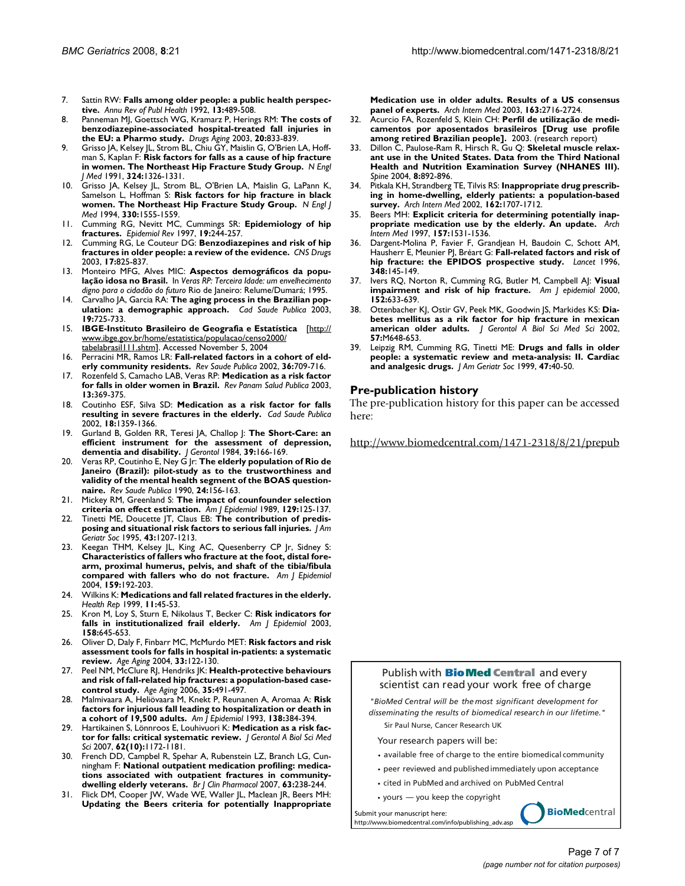7. Sattin RW: **Falls among older people: a public health perspective.** *Annu Rev of Publ Health* 1992, **13:**489-508.
8. Panneman MJ, Goettsch WG, Kramarz P, Herings RM: **The costs of benzodiazepine-associated hospital-treated fall injuries in the EU: a Pharmo study.** *Drugs Aging* 2003, **20:**833-839.
9. Grisso JA, Kelsey JL, Strom BL, Chiu GY, Maislin G, O'Brien LA, Hoffman S, Kaplan F: **Risk factors for falls as a cause of hip fracture in women. The Northeast Hip Fracture Study Group.** *N Engl J Med* 1991, **324:**1326-1331.
10. Grisso JA, Kelsey JL, Strom BL, O'Brien LA, Maislin G, LaPann K, Samelson L, Hoffman S: **Risk factors for hip fracture in black women. The Northeast Hip Fracture Study Group.** *N Engl J Med* 1994, **330:**1555-1559.
11. Cumming RG, Nevitt MC, Cummings SR: **Epidemiology of hip fractures.** *Epidemiol Rev* 1997, **19:**244-257.
12. Cumming RG, Le Couteur DG: **Benzodiazepines and risk of hip fractures in older people: a review of the evidence.** *CNS Drugs* 2003, **17:**825-837.
13. Monteiro MFG, Alves MIC: **Aspectos demográficos da população idosa no Brasil.** In *Veras RP: Terceira Idade: um envelhecimento digno para o cidadão do futuro* Rio de Janeiro: Relume/Dumará; 1995.
14. Carvalho JA, Garcia RA: **The aging process in the Brazilian population: a demographic approach.** *Cad Saude Publica* 2003, **19:**725-733.
15. **IBGE-Instituto Brasileiro de Geografia e Estatística** [http://www.ibge.gov.br/home/estatistica/populacao/censo2000/tabelabrasil111.shtm]. Accessed November 5, 2004
16. Perracini MR, Ramos LR: **Fall-related factors in a cohort of elderly community residents.** *Rev Saude Publica* 2002, **36:**709-716.
17. Rozenfeld S, Camacho LAB, Veras RP: **Medication as a risk factor for falls in older women in Brazil.** *Rev Panam Salud Publica* 2003, **13:**369-375.
18. Coutinho ESF, Silva SD: **Medication as a risk factor for falls resulting in severe fractures in the elderly.** *Cad Saude Publica* 2002, **18:**1359-1366.
19. Gurland B, Golden RR, Teresi JA, Challop J: **The Short-Care: an efficient instrument for the assessment of depression, dementia and disability.** *J Gerontol* 1984, **39:**166-169.
20. Veras RP, Coutinho E, Ney G Jr: **The elderly population of Rio de Janeiro (Brazil): pilot-study as to the trustworthiness and validity of the mental health segment of the BOAS questionnaire.** *Rev Saude Publica* 1990, **24:**156-163.
21. Mickey RM, Greenland S: **The impact of counfounder selection criteria on effect estimation.** *Am J Epidemiol* 1989, **129:**125-137.
22. Tinetti ME, Doucette JT, Claus EB: **The contribution of predisposing and situational risk factors to serious fall injuries.** *J Am Geriatr Soc* 1995, **43:**1207-1213.
23. Keegan THM, Kelsey JL, King AC, Quesenberry CP Jr, Sidney S: **Characteristics of fallers who fracture at the foot, distal forearm, proximal humerus, pelvis, and shaft of the tibia/fibula compared with fallers who do not fracture.** *Am J Epidemiol* 2004, **159:**192-203.
24. Wilkins K: **Medications and fall related fractures in the elderly.** *Health Rep* 1999, **11:**45-53.
25. Kron M, Loy S, Sturn E, Nikolaus T, Becker C: **Risk indicators for falls in institutionalized frail elderly.** *Am J Epidemiol* 2003, **158:**645-653.
26. Oliver D, Daly F, Finbarr MC, McMurdo MET: **Risk factors and risk assessment tools for falls in hospital in-patients: a systematic review.** *Age Aging* 2004, **33:**122-130.
27. Peel NM, McClure RJ, Hendriks JK: **Health-protective behaviours and risk of fall-related hip fractures: a population-based case-control study.** *Age Aging* 2006, **35:**491-497.
28. Malmivaara A, Heliövaara M, Knekt P, Reunanen A, Aromaa A: **Risk factors for injurious fall leading to hospitalization or death in a cohort of 19,500 adults.** *Am J Epidemiol* 1993, **138:**384-394.
29. Hartikainen S, Lönnroos E, Louhivuori K: **Medication as a risk factor for falls: critical systematic review.** *J Gerontol A Biol Sci Med Sci* 2007, **62(10):**1172-1181.
30. French DD, Campbel R, Spehar A, Rubenstein LZ, Branch LG, Cunningham F: **National outpatient medication profiling: medications associated with outpatient fractures in community-dwelling elderly veterans.** *Br J Clin Pharmacol* 2007, **63:**238-244.
31. Flick DM, Cooper JW, Wade WE, Waller JL, Maclean JR, Beers MH: **Updating the Beers criteria for potentially Inappropriate Medication use in older adults. Results of a US consensus panel of experts.** *Arch Intern Med* 2003, **163:**2716-2724.
32. Acurcio FA, Rozenfeld S, Klein CH: **Perfil de utilização de medicamentos por aposentados brasileiros [Drug use profile among retired Brazilian people].** 2003. (research report)
33. Dillon C, Paulose-Ram R, Hirsch R, Gu Q: **Skeletal muscle relaxant use in the United States. Data from the Third National Health and Nutrition Examination Survey (NHANES III).** *Spine* 2004, **8:**892-896.
34. Pitkala KH, Strandberg TE, Tilvis RS: **Inappropriate drug prescribing in home-dwelling, elderly patients: a population-based survey.** *Arch Intern Med* 2002, **162:**1707-1712.
35. Beers MH: **Explicit criteria for determining potentially inappropriate medication use by the elderly. An update.** *Arch Intern Med* 1997, **157:**1531-1536.
36. Dargent-Molina P, Favier F, Grandjean H, Baudoin C, Schott AM, Hausherr E, Meunier PJ, Bréart G: **Fall-related factors and risk of hip fracture: the EPIDOS prospective study.** *Lancet* 1996, **348:**145-149.
37. Ivers RQ, Norton R, Cumming RG, Butler M, Campbell AJ: **Visual impairment and risk of hip fracture.** *Am J epidemiol* 2000, **152:**633-639.
38. Ottenbacher KJ, Ostir GV, Peek MK, Goodwin JS, Markides KS: **Diabetes mellitus as a rik factor for hip fracture in mexican american older adults.** *J Gerontol A Biol Sci Med Sci* 2002, **57:**M648-653.
39. Leipzig RM, Cumming RG, Tinetti ME: **Drugs and falls in older people: a systematic review and meta-analysis: II. Cardiac and analgesic drugs.** *J Am Geriatr Soc* 1999, **47:**40-50.

## Pre-publication history

The pre-publication history for this paper can be accessed here:

http://www.biomedcentral.com/1471-2318/8/21/prepub

Publish with **BioMed Central** and every scientist can read your work free of charge

*"BioMed Central will be the most significant development for disseminating the results of biomedical research in our lifetime."*

Sir Paul Nurse, Cancer Research UK

Your research papers will be:

- available free of charge to the entire biomedical community
- peer reviewed and published immediately upon acceptance
- cited in PubMed and archived on PubMed Central
- yours — you keep the copyright

Submit your manuscript here:
http://www.biomedcentral.com/info/publishing_adv.asp

BioMedcentral